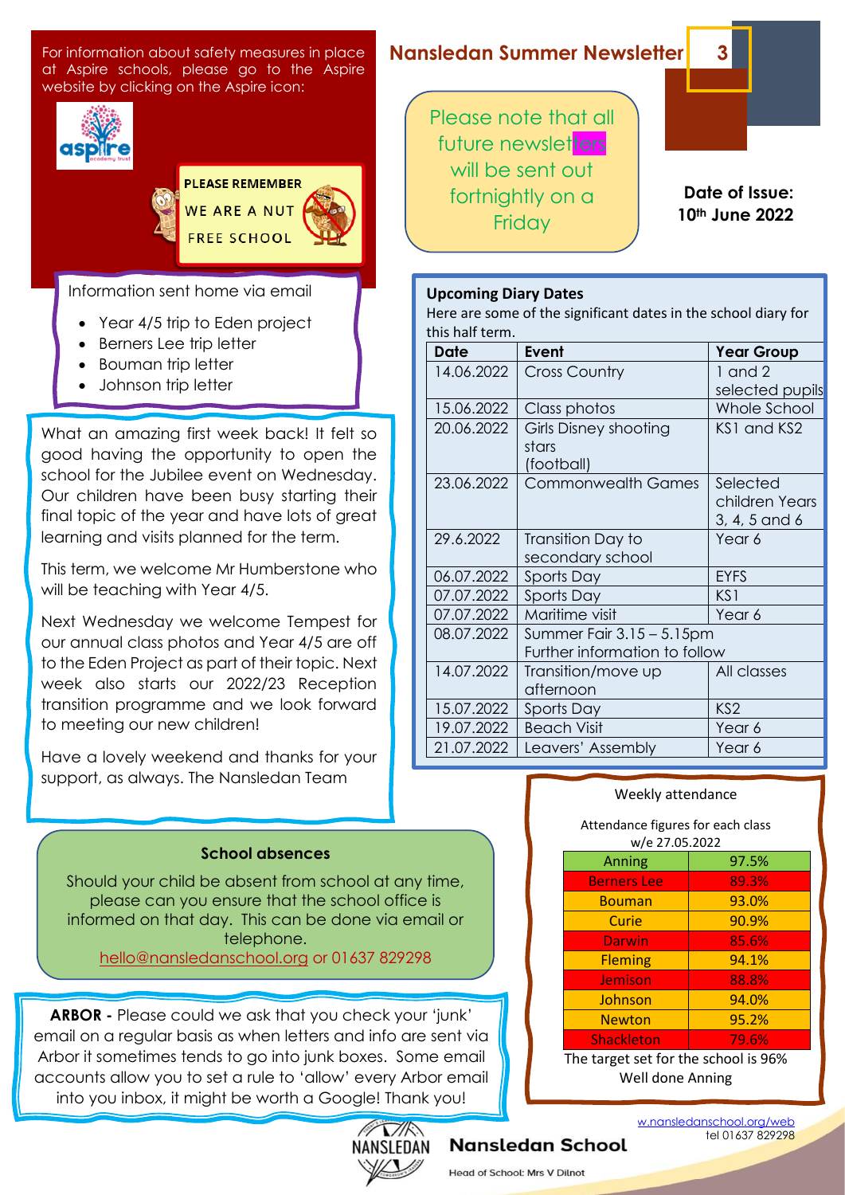# Nansledan Summer Newsletter

For information about safety measures in place at Aspire schools, please go to the Aspire website by clicking on the Aspire icon:

PLEASE REMEMBER WE ARE A NUT FREE SCHOOL

Please note that all future newsletters will be sent out fortnightly on a Friday

**Date of Issue: 10th June 2022**

Information sent home via email

- Year 4/5 trip to Eden project
- Berners Lee trip letter
- Bouman trip letter
- Johnson trip letter

What an amazing first week back! It felt so good having the opportunity to open the school for the Jubilee event on Wednesday. Our children have been busy starting their final topic of the year and have lots of great learning and visits planned for the term.

This term, we welcome Mr Humberstone who will be teaching with Year 4/5.

Next Wednesday we welcome Tempest for our annual class photos and Year 4/5 are off to the Eden Project as part of their topic. Next week also starts our 2022/23 Reception transition programme and we look forward to meeting our new children!

Have a lovely weekend and thanks for your support, as always. The Nansledan Team

**Upcoming Diary Dates**

Here are some of the significant dates in the school diary for this half term.

| Date | Event | Year Group |
|---|---|---|
| 14.06.2022 | Cross Country | 1 and 2 selected pupils |
| 15.06.2022 | Class photos | Whole School |
| 20.06.2022 | Girls Disney shooting stars (football) | KS1 and KS2 |
| 23.06.2022 | Commonwealth Games | Selected children Years 3, 4, 5 and 6 |
| 29.6.2022 | Transition Day to secondary school | Year 6 |
| 06.07.2022 | Sports Day | EYFS |
| 07.07.2022 | Sports Day | KS1 |
| 07.07.2022 | Maritime visit | Year 6 |
| 08.07.2022 | Summer Fair 3.15 – 5.15pm Further information to follow | |
| 14.07.2022 | Transition/move up afternoon | All classes |
| 15.07.2022 | Sports Day | KS2 |
| 19.07.2022 | Beach Visit | Year 6 |
| 21.07.2022 | Leavers' Assembly | Year 6 |

**School absences**

Should your child be absent from school at any time, please can you ensure that the school office is informed on that day. This can be done via email or telephone.
hello@nansledanschool.org or 01637 829298

**ARBOR -** Please could we ask that you check your 'junk' email on a regular basis as when letters and info are sent via Arbor it sometimes tends to go into junk boxes. Some email accounts allow you to set a rule to 'allow' every Arbor email into you inbox, it might be worth a Google! Thank you!

Weekly attendance

Attendance figures for each class w/e 27.05.2022

| Class | Attendance |
|---|---|
| Anning | 97.5% |
| Berners Lee | 89.3% |
| Bouman | 93.0% |
| Curie | 90.9% |
| Darwin | 85.6% |
| Fleming | 94.1% |
| Jemison | 88.8% |
| Johnson | 94.0% |
| Newton | 95.2% |
| Shackleton | 79.6% |

The target set for the school is 96%
Well done Anning

w.nansledanschool.org/web
tel 01637 829298

**Nansledan School**

Head of School: Mrs V Dilnot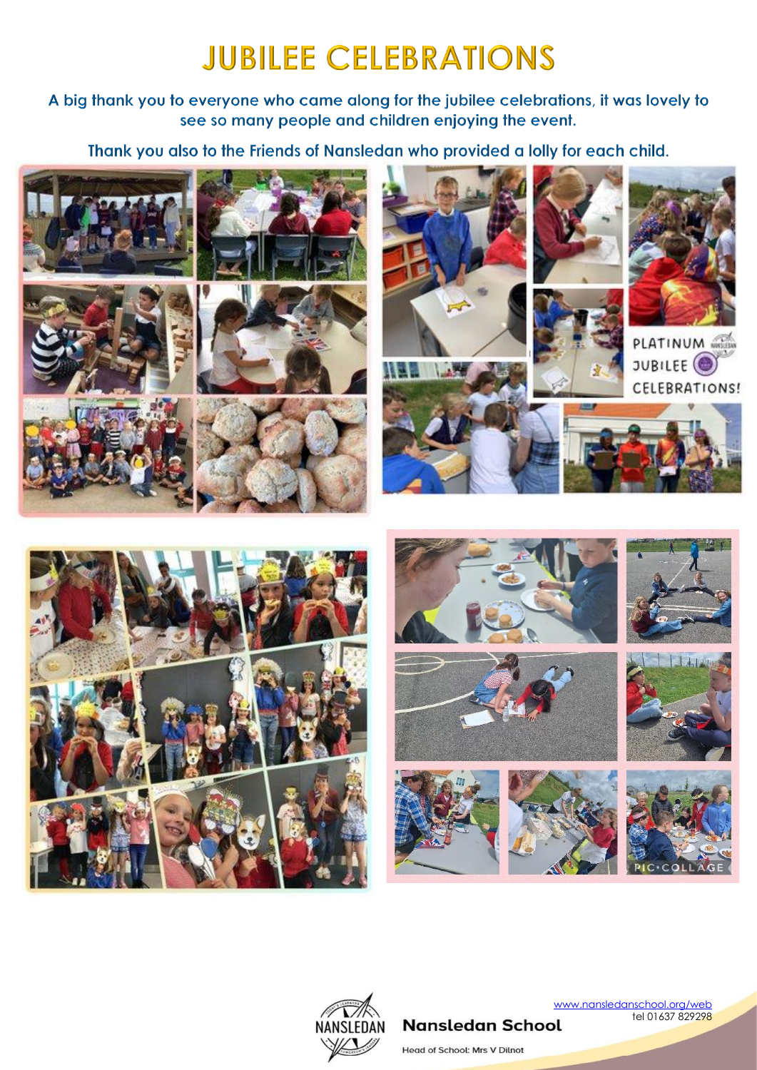# JUBILEE CELEBRATIONS

A big thank you to everyone who came along for the jubilee celebrations, it was lovely to see so many people and children enjoying the event.

Thank you also to the Friends of Nansledan who provided a lolly for each child.

**Nansledan School**

Head of School: Mrs V Dilnot

www.nansledanschool.org/web
tel 01637 829298